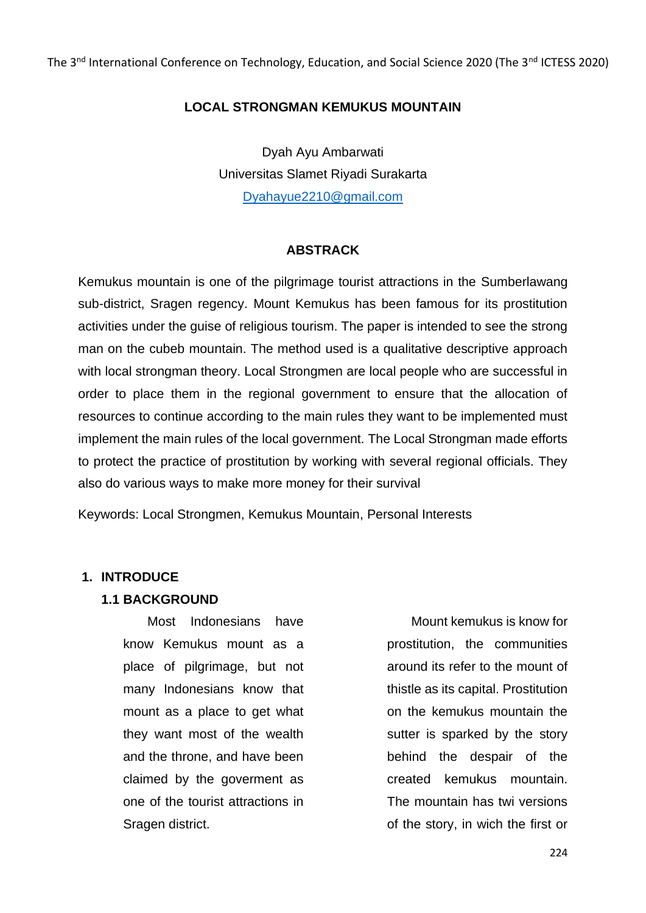# LOCAL STRONGMAN KEMUKUS MOUNTAIN

Dyah Ayu Ambarwati
Universitas Slamet Riyadi Surakarta
Dyahayue2210@gmail.com

## ABSTRACK

Kemukus mountain is one of the pilgrimage tourist attractions in the Sumberlawang sub-district, Sragen regency. Mount Kemukus has been famous for its prostitution activities under the guise of religious tourism. The paper is intended to see the strong man on the cubeb mountain. The method used is a qualitative descriptive approach with local strongman theory. Local Strongmen are local people who are successful in order to place them in the regional government to ensure that the allocation of resources to continue according to the main rules they want to be implemented must implement the main rules of the local government. The Local Strongman made efforts to protect the practice of prostitution by working with several regional officials. They also do various ways to make more money for their survival

Keywords: Local Strongmen, Kemukus Mountain, Personal Interests

## 1. INTRODUCE

### 1.1 BACKGROUND

Most Indonesians have know Kemukus mount as a place of pilgrimage, but not many Indonesians know that mount as a place to get what they want most of the wealth and the throne, and have been claimed by the goverment as one of the tourist attractions in Sragen district.

Mount kemukus is know for prostitution, the communities around its refer to the mount of thistle as its capital. Prostitution on the kemukus mountain the sutter is sparked by the story behind the despair of the created kemukus mountain. The mountain has twi versions of the story, in wich the first or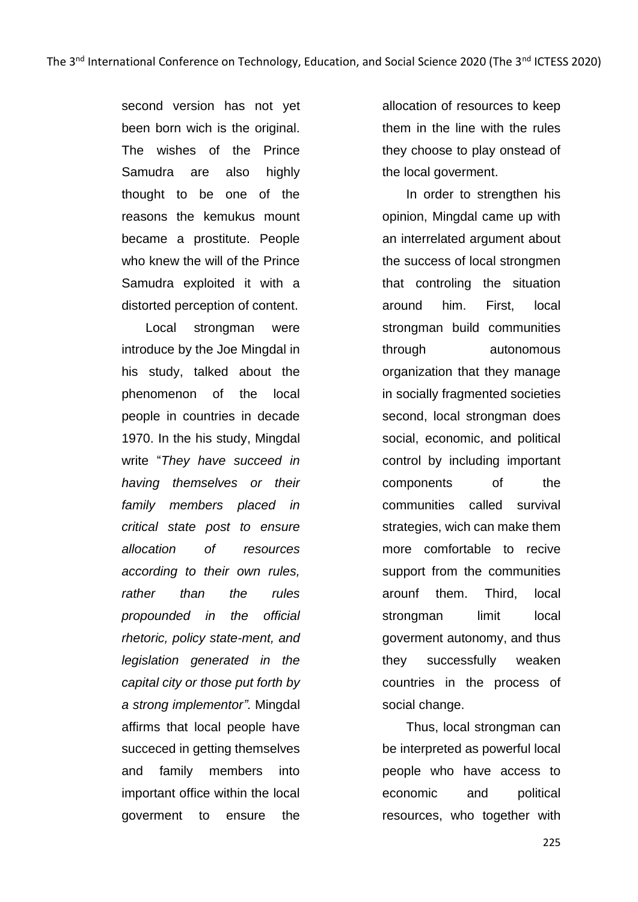second version has not yet been born wich is the original. The wishes of the Prince Samudra are also highly thought to be one of the reasons the kemukus mount became a prostitute. People who knew the will of the Prince Samudra exploited it with a distorted perception of content.

Local strongman were introduce by the Joe Mingdal in his study, talked about the phenomenon of the local people in countries in decade 1970. In the his study, Mingdal write "*They have succeed in having themselves or their family members placed in critical state post to ensure allocation of resources according to their own rules, rather than the rules propounded in the official rhetoric, policy state-ment, and legislation generated in the capital city or those put forth by a strong implementor".* Mingdal affirms that local people have succeced in getting themselves and family members into important office within the local goverment to ensure the allocation of resources to keep them in the line with the rules they choose to play onstead of the local goverment.

In order to strengthen his opinion, Mingdal came up with an interrelated argument about the success of local strongmen that controling the situation around him. First, local strongman build communities through autonomous organization that they manage in socially fragmented societies second, local strongman does social, economic, and political control by including important components of the communities called survival strategies, wich can make them more comfortable to recive support from the communities arounf them. Third, local strongman limit local goverment autonomy, and thus they successfully weaken countries in the process of social change.

Thus, local strongman can be interpreted as powerful local people who have access to economic and political resources, who together with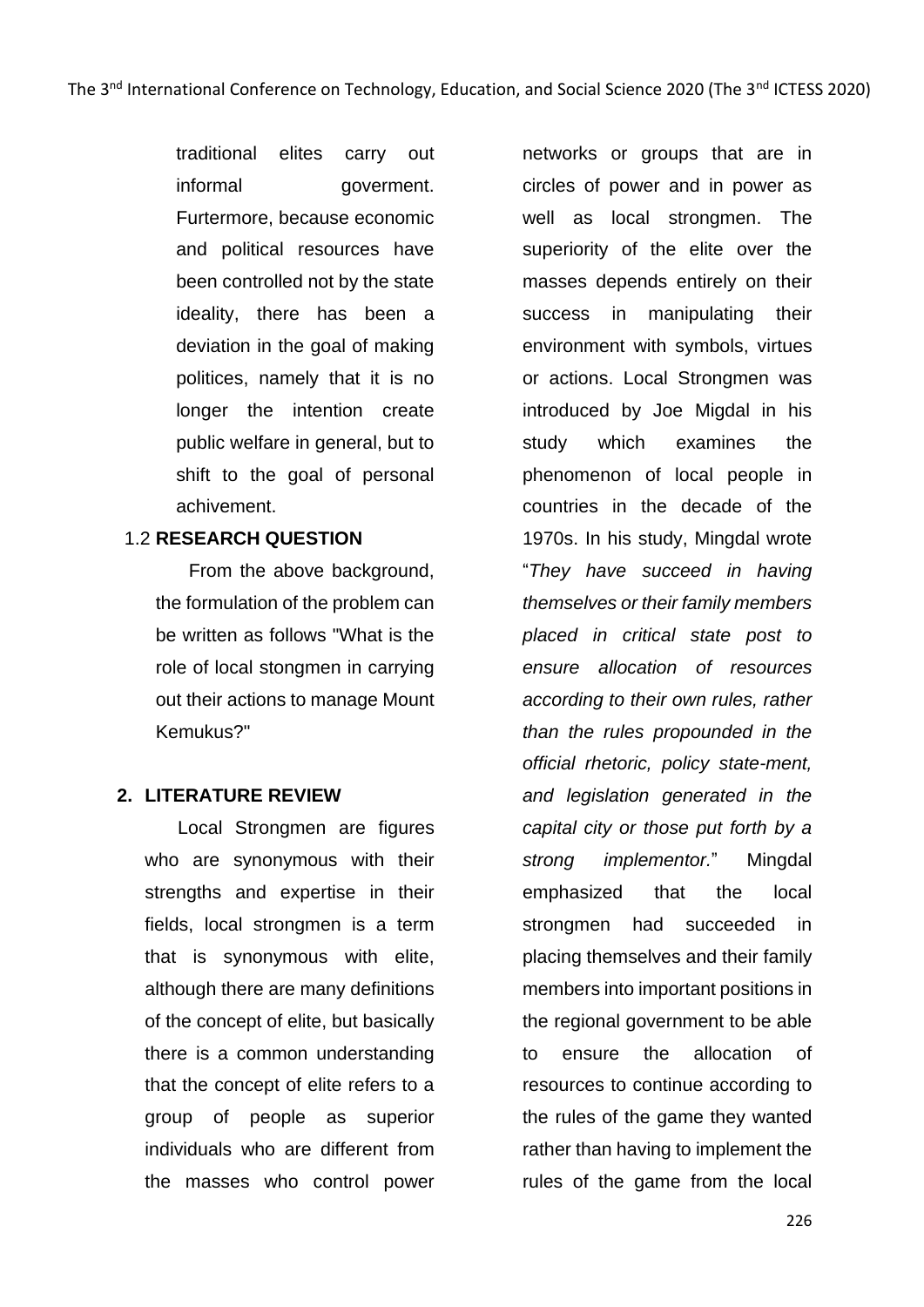traditional elites carry out informal goverment. Furtermore, because economic and political resources have been controlled not by the state ideality, there has been a deviation in the goal of making politices, namely that it is no longer the intention create public welfare in general, but to shift to the goal of personal achivement.

### 1.2 **RESEARCH QUESTION**

From the above background, the formulation of the problem can be written as follows "What is the role of local stongmen in carrying out their actions to manage Mount Kemukus?"

## 2. LITERATURE REVIEW

Local Strongmen are figures who are synonymous with their strengths and expertise in their fields, local strongmen is a term that is synonymous with elite, although there are many definitions of the concept of elite, but basically there is a common understanding that the concept of elite refers to a group of people as superior individuals who are different from the masses who control power networks or groups that are in circles of power and in power as well as local strongmen. The superiority of the elite over the masses depends entirely on their success in manipulating their environment with symbols, virtues or actions. Local Strongmen was introduced by Joe Migdal in his study which examines the phenomenon of local people in countries in the decade of the 1970s. In his study, Mingdal wrote "*They have succeed in having themselves or their family members placed in critical state post to ensure allocation of resources according to their own rules, rather than the rules propounded in the official rhetoric, policy state-ment, and legislation generated in the capital city or those put forth by a strong implementor.*" Mingdal emphasized that the local strongmen had succeeded in placing themselves and their family members into important positions in the regional government to be able to ensure the allocation of resources to continue according to the rules of the game they wanted rather than having to implement the rules of the game from the local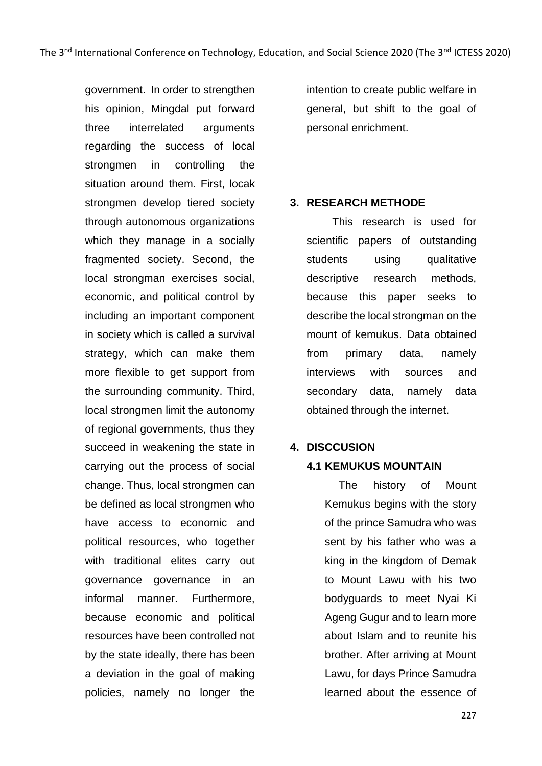government. In order to strengthen his opinion, Mingdal put forward three interrelated arguments regarding the success of local strongmen in controlling the situation around them. First, locak strongmen develop tiered society through autonomous organizations which they manage in a socially fragmented society. Second, the local strongman exercises social, economic, and political control by including an important component in society which is called a survival strategy, which can make them more flexible to get support from the surrounding community. Third, local strongmen limit the autonomy of regional governments, thus they succeed in weakening the state in carrying out the process of social change. Thus, local strongmen can be defined as local strongmen who have access to economic and political resources, who together with traditional elites carry out governance governance in an informal manner. Furthermore, because economic and political resources have been controlled not by the state ideally, there has been a deviation in the goal of making policies, namely no longer the intention to create public welfare in general, but shift to the goal of personal enrichment.

## 3. RESEARCH METHODE

This research is used for scientific papers of outstanding students using qualitative descriptive research methods, because this paper seeks to describe the local strongman on the mount of kemukus. Data obtained from primary data, namely interviews with sources and secondary data, namely data obtained through the internet.

## 4. DISCCUSION

### 4.1 KEMUKUS MOUNTAIN

The history of Mount Kemukus begins with the story of the prince Samudra who was sent by his father who was a king in the kingdom of Demak to Mount Lawu with his two bodyguards to meet Nyai Ki Ageng Gugur and to learn more about Islam and to reunite his brother. After arriving at Mount Lawu, for days Prince Samudra learned about the essence of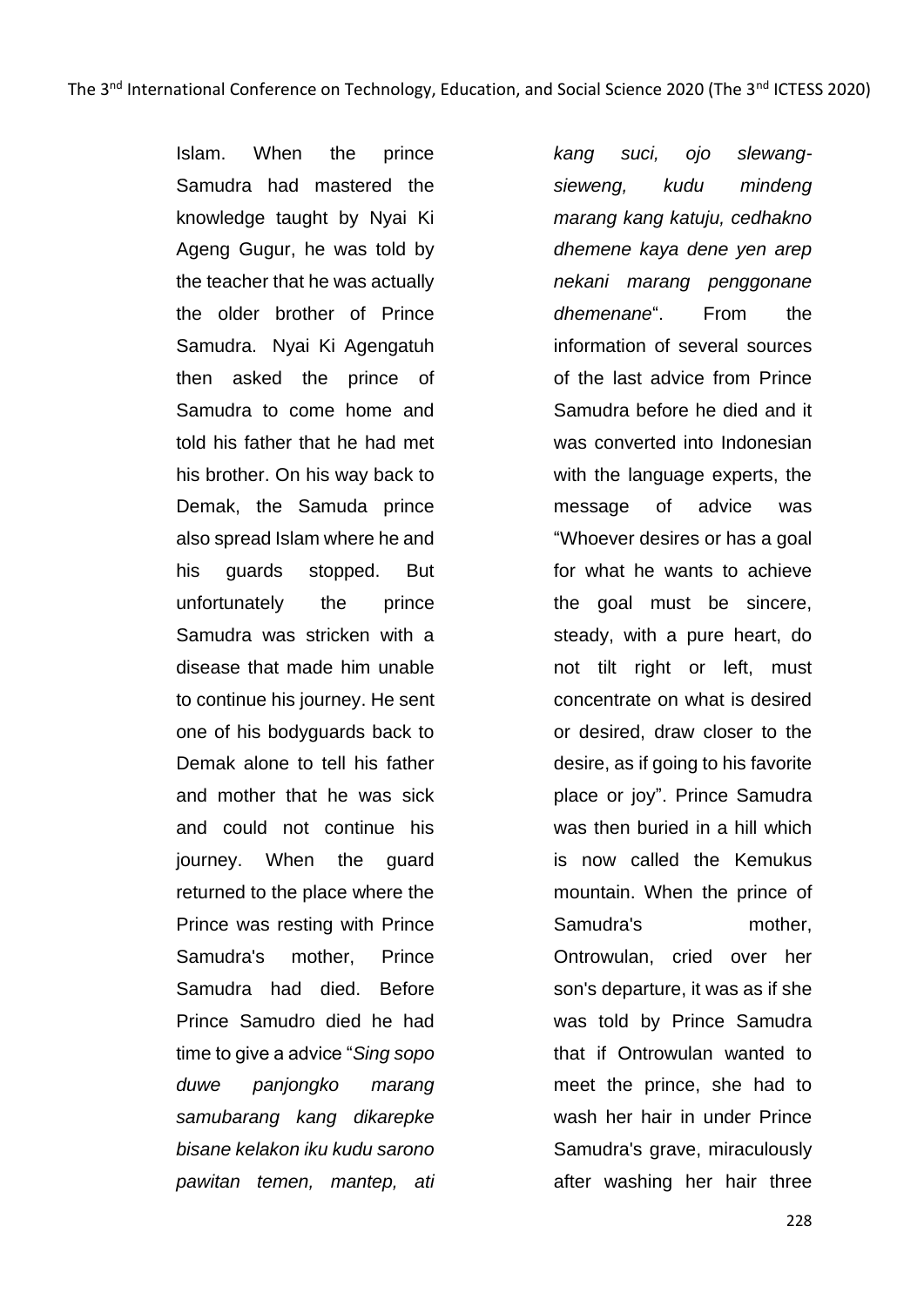Islam. When the prince Samudra had mastered the knowledge taught by Nyai Ki Ageng Gugur, he was told by the teacher that he was actually the older brother of Prince Samudra. Nyai Ki Agengatuh then asked the prince of Samudra to come home and told his father that he had met his brother. On his way back to Demak, the Samuda prince also spread Islam where he and his guards stopped. But unfortunately the prince Samudra was stricken with a disease that made him unable to continue his journey. He sent one of his bodyguards back to Demak alone to tell his father and mother that he was sick and could not continue his journey. When the guard returned to the place where the Prince was resting with Prince Samudra's mother, Prince Samudra had died. Before Prince Samudro died he had time to give a advice "*Sing sopo duwe panjongko marang samubarang kang dikarepke bisane kelakon iku kudu sarono pawitan temen, mantep, ati kang suci, ojo slewang-sieweng, kudu mindeng marang kang katuju, cedhakno dhemene kaya dene yen arep nekani marang penggonane dhemenane*". From the information of several sources of the last advice from Prince Samudra before he died and it was converted into Indonesian with the language experts, the message of advice was "Whoever desires or has a goal for what he wants to achieve the goal must be sincere, steady, with a pure heart, do not tilt right or left, must concentrate on what is desired or desired, draw closer to the desire, as if going to his favorite place or joy". Prince Samudra was then buried in a hill which is now called the Kemukus mountain. When the prince of Samudra's mother, Ontrowulan, cried over her son's departure, it was as if she was told by Prince Samudra that if Ontrowulan wanted to meet the prince, she had to wash her hair in under Prince Samudra's grave, miraculously after washing her hair three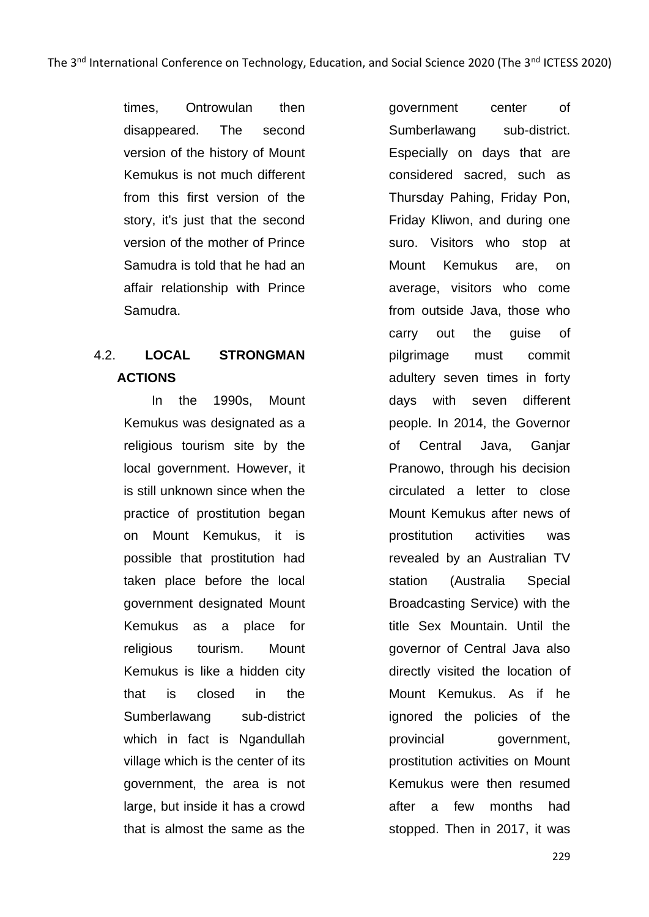times, Ontrowulan then disappeared. The second version of the history of Mount Kemukus is not much different from this first version of the story, it's just that the second version of the mother of Prince Samudra is told that he had an affair relationship with Prince Samudra.

## 4.2. LOCAL STRONGMAN ACTIONS

In the 1990s, Mount Kemukus was designated as a religious tourism site by the local government. However, it is still unknown since when the practice of prostitution began on Mount Kemukus, it is possible that prostitution had taken place before the local government designated Mount Kemukus as a place for religious tourism. Mount Kemukus is like a hidden city that is closed in the Sumberlawang sub-district which in fact is Ngandullah village which is the center of its government, the area is not large, but inside it has a crowd that is almost the same as the government center of Sumberlawang sub-district. Especially on days that are considered sacred, such as Thursday Pahing, Friday Pon, Friday Kliwon, and during one suro. Visitors who stop at Mount Kemukus are, on average, visitors who come from outside Java, those who carry out the guise of pilgrimage must commit adultery seven times in forty days with seven different people. In 2014, the Governor of Central Java, Ganjar Pranowo, through his decision circulated a letter to close Mount Kemukus after news of prostitution activities was revealed by an Australian TV station (Australia Special Broadcasting Service) with the title Sex Mountain. Until the governor of Central Java also directly visited the location of Mount Kemukus. As if he ignored the policies of the provincial government, prostitution activities on Mount Kemukus were then resumed after a few months had stopped. Then in 2017, it was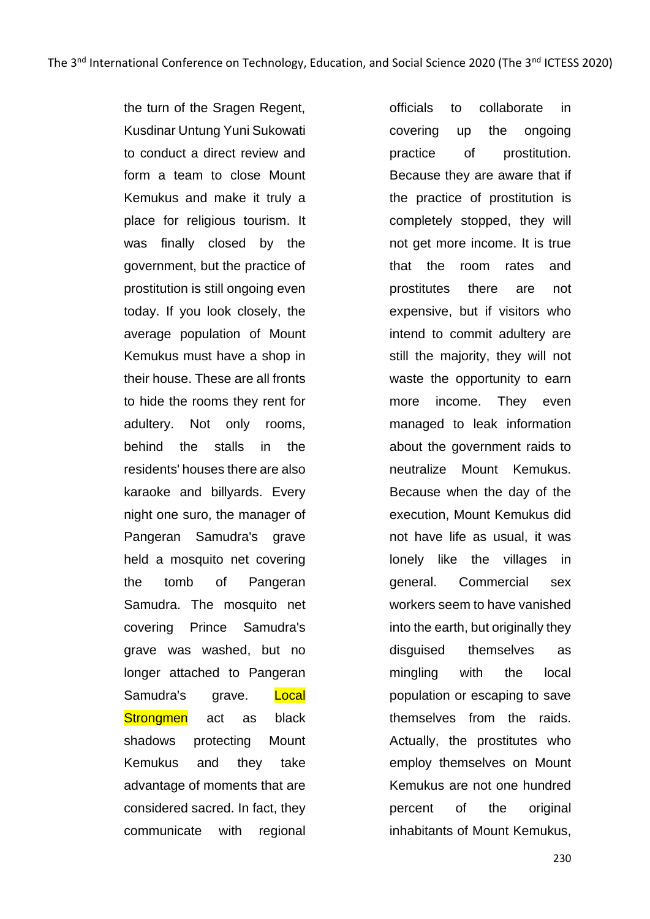the turn of the Sragen Regent, Kusdinar Untung Yuni Sukowati to conduct a direct review and form a team to close Mount Kemukus and make it truly a place for religious tourism. It was finally closed by the government, but the practice of prostitution is still ongoing even today. If you look closely, the average population of Mount Kemukus must have a shop in their house. These are all fronts to hide the rooms they rent for adultery. Not only rooms, behind the stalls in the residents' houses there are also karaoke and billyards. Every night one suro, the manager of Pangeran Samudra's grave held a mosquito net covering the tomb of Pangeran Samudra. The mosquito net covering Prince Samudra's grave was washed, but no longer attached to Pangeran Samudra's grave. Local Strongmen act as black shadows protecting Mount Kemukus and they take advantage of moments that are considered sacred. In fact, they communicate with regional officials to collaborate in covering up the ongoing practice of prostitution. Because they are aware that if the practice of prostitution is completely stopped, they will not get more income. It is true that the room rates and prostitutes there are not expensive, but if visitors who intend to commit adultery are still the majority, they will not waste the opportunity to earn more income. They even managed to leak information about the government raids to neutralize Mount Kemukus. Because when the day of the execution, Mount Kemukus did not have life as usual, it was lonely like the villages in general. Commercial sex workers seem to have vanished into the earth, but originally they disguised themselves as mingling with the local population or escaping to save themselves from the raids. Actually, the prostitutes who employ themselves on Mount Kemukus are not one hundred percent of the original inhabitants of Mount Kemukus,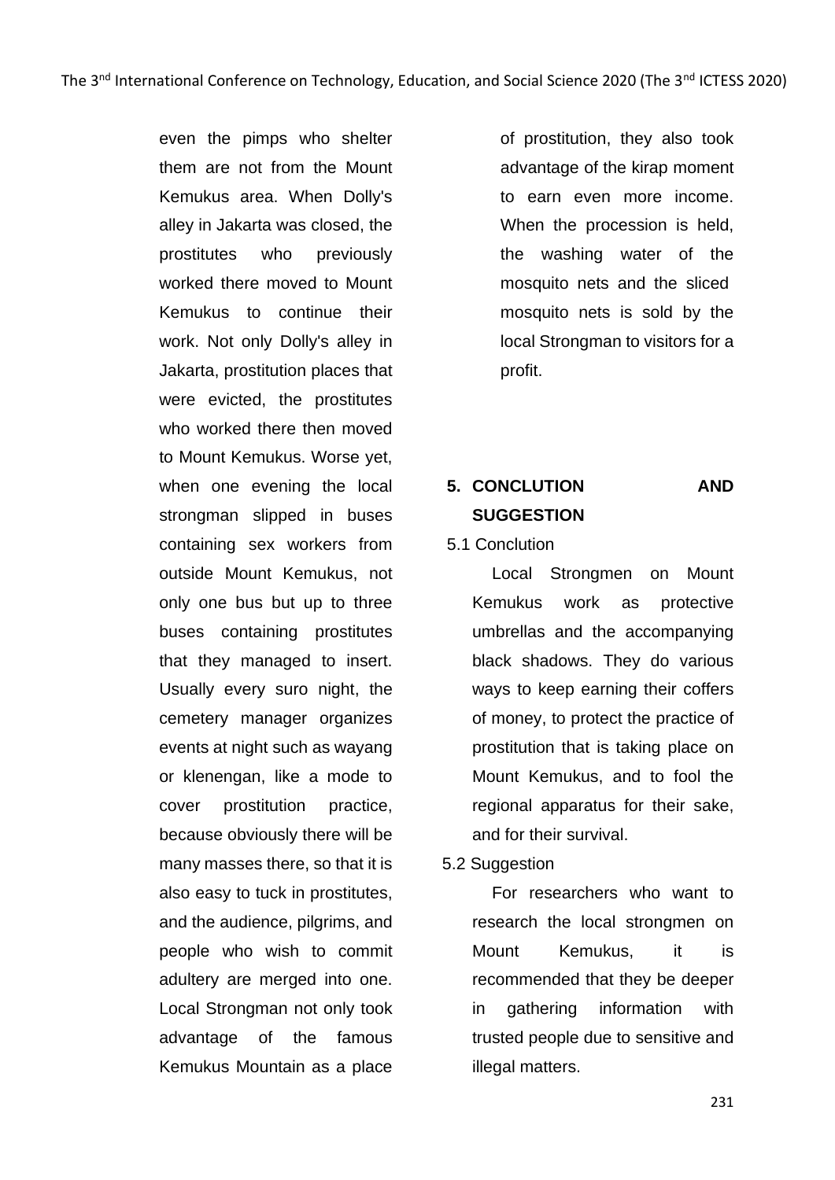even the pimps who shelter them are not from the Mount Kemukus area. When Dolly's alley in Jakarta was closed, the prostitutes who previously worked there moved to Mount Kemukus to continue their work. Not only Dolly's alley in Jakarta, prostitution places that were evicted, the prostitutes who worked there then moved to Mount Kemukus. Worse yet, when one evening the local strongman slipped in buses containing sex workers from outside Mount Kemukus, not only one bus but up to three buses containing prostitutes that they managed to insert. Usually every suro night, the cemetery manager organizes events at night such as wayang or klenengan, like a mode to cover prostitution practice, because obviously there will be many masses there, so that it is also easy to tuck in prostitutes, and the audience, pilgrims, and people who wish to commit adultery are merged into one. Local Strongman not only took advantage of the famous Kemukus Mountain as a place of prostitution, they also took advantage of the kirap moment to earn even more income. When the procession is held, the washing water of the mosquito nets and the sliced mosquito nets is sold by the local Strongman to visitors for a profit.

## 5. CONCLUTION AND SUGGESTION

### 5.1 Conclution

Local Strongmen on Mount Kemukus work as protective umbrellas and the accompanying black shadows. They do various ways to keep earning their coffers of money, to protect the practice of prostitution that is taking place on Mount Kemukus, and to fool the regional apparatus for their sake, and for their survival.

### 5.2 Suggestion

For researchers who want to research the local strongmen on Mount Kemukus, it is recommended that they be deeper in gathering information with trusted people due to sensitive and illegal matters.